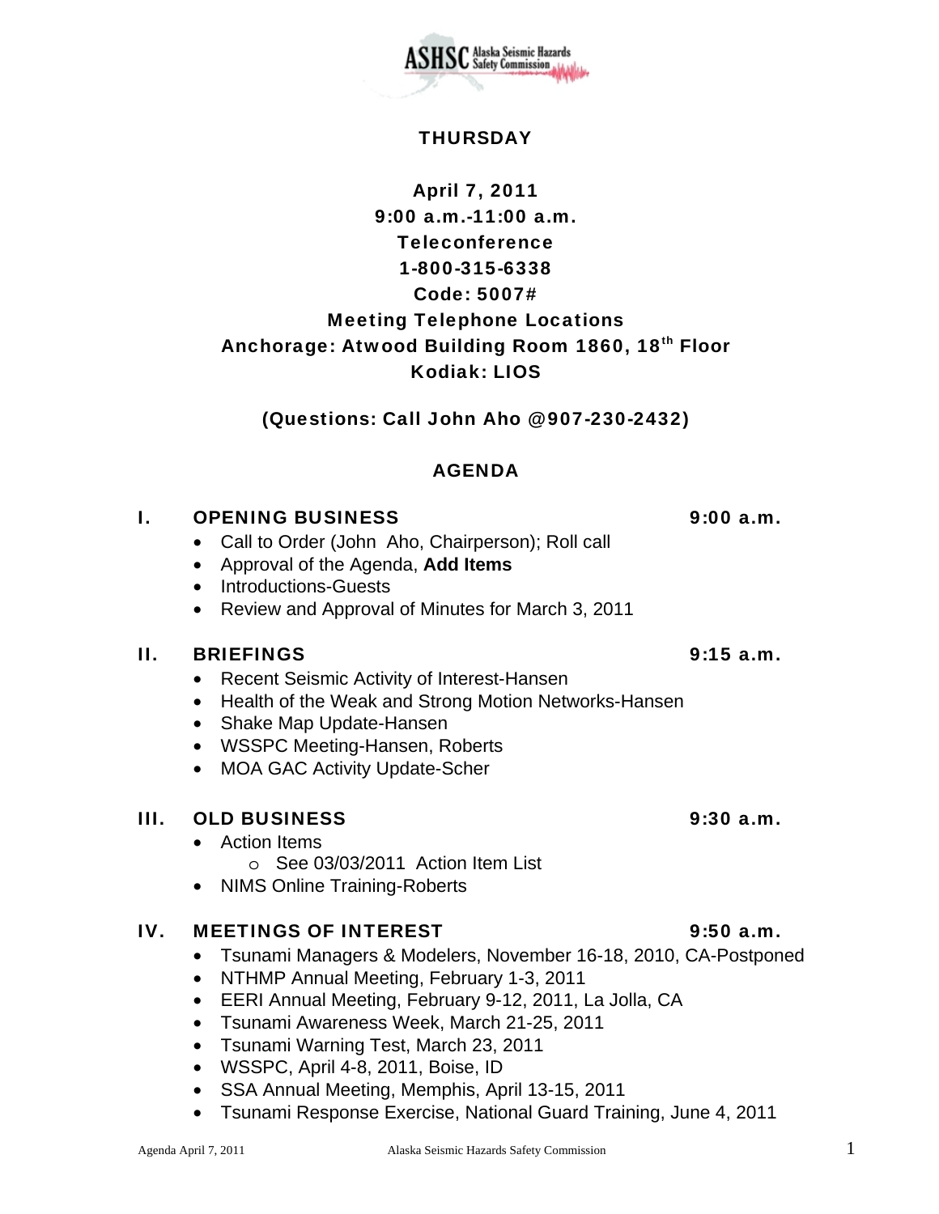ASHSC Alaska Seismic Hazards Safety Commission

**THURSDAY**

**April 7, 2011**
**9:00 a.m.-11:00 a.m.**
**Teleconference**
**1-800-315-6338**
**Code: 5007#**
**Meeting Telephone Locations**
**Anchorage: Atwood Building Room 1860, 18th Floor**
**Kodiak: LIOS**

**(Questions: Call John Aho @907-230-2432)**

## AGENDA

### I. OPENING BUSINESS — 9:00 a.m.

- Call to Order (John Aho, Chairperson); Roll call
- Approval of the Agenda, **Add Items**
- Introductions-Guests
- Review and Approval of Minutes for March 3, 2011

### II. BRIEFINGS — 9:15 a.m.

- Recent Seismic Activity of Interest-Hansen
- Health of the Weak and Strong Motion Networks-Hansen
- Shake Map Update-Hansen
- WSSPC Meeting-Hansen, Roberts
- MOA GAC Activity Update-Scher

### III. OLD BUSINESS — 9:30 a.m.

- Action Items
  - See 03/03/2011 Action Item List
- NIMS Online Training-Roberts

### IV. MEETINGS OF INTEREST — 9:50 a.m.

- Tsunami Managers & Modelers, November 16-18, 2010, CA-Postponed
- NTHMP Annual Meeting, February 1-3, 2011
- EERI Annual Meeting, February 9-12, 2011, La Jolla, CA
- Tsunami Awareness Week, March 21-25, 2011
- Tsunami Warning Test, March 23, 2011
- WSSPC, April 4-8, 2011, Boise, ID
- SSA Annual Meeting, Memphis, April 13-15, 2011
- Tsunami Response Exercise, National Guard Training, June 4, 2011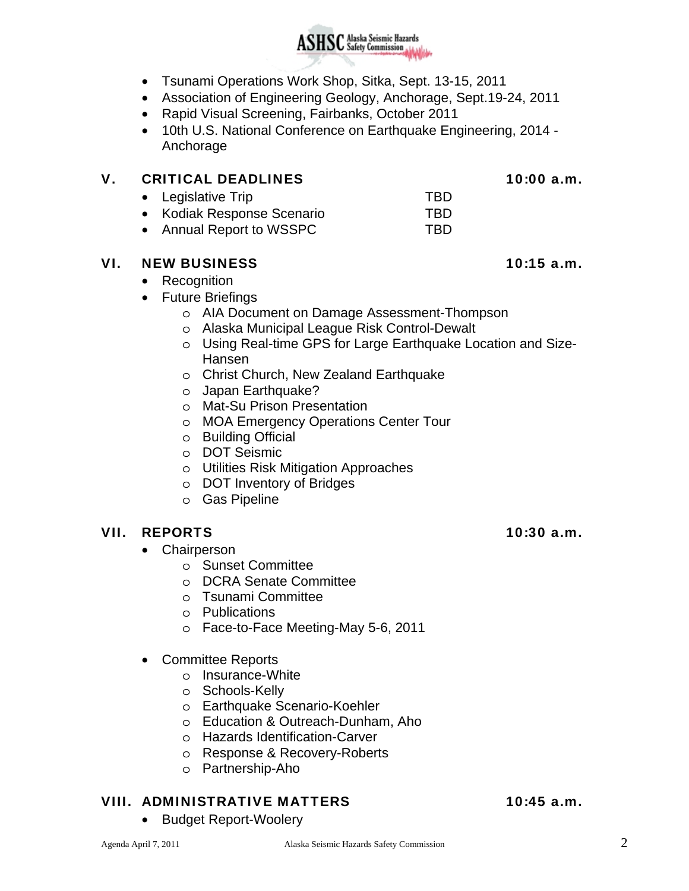- Tsunami Operations Work Shop, Sitka, Sept. 13-15, 2011
- Association of Engineering Geology, Anchorage, Sept.19-24, 2011
- Rapid Visual Screening, Fairbanks, October 2011
- 10th U.S. National Conference on Earthquake Engineering, 2014 - Anchorage

## V. CRITICAL DEADLINES — 10:00 a.m.

- Legislative Trip — TBD
- Kodiak Response Scenario — TBD
- Annual Report to WSSPC — TBD

## VI. NEW BUSINESS — 10:15 a.m.

- Recognition
- Future Briefings
  - AIA Document on Damage Assessment-Thompson
  - Alaska Municipal League Risk Control-Dewalt
  - Using Real-time GPS for Large Earthquake Location and Size-Hansen
  - Christ Church, New Zealand Earthquake
  - Japan Earthquake?
  - Mat-Su Prison Presentation
  - MOA Emergency Operations Center Tour
  - Building Official
  - DOT Seismic
  - Utilities Risk Mitigation Approaches
  - DOT Inventory of Bridges
  - Gas Pipeline

## VII. REPORTS — 10:30 a.m.

- Chairperson
  - Sunset Committee
  - DCRA Senate Committee
  - Tsunami Committee
  - Publications
  - Face-to-Face Meeting-May 5-6, 2011
- Committee Reports
  - Insurance-White
  - Schools-Kelly
  - Earthquake Scenario-Koehler
  - Education & Outreach-Dunham, Aho
  - Hazards Identification-Carver
  - Response & Recovery-Roberts
  - Partnership-Aho

## VIII. ADMINISTRATIVE MATTERS — 10:45 a.m.

- Budget Report-Woolery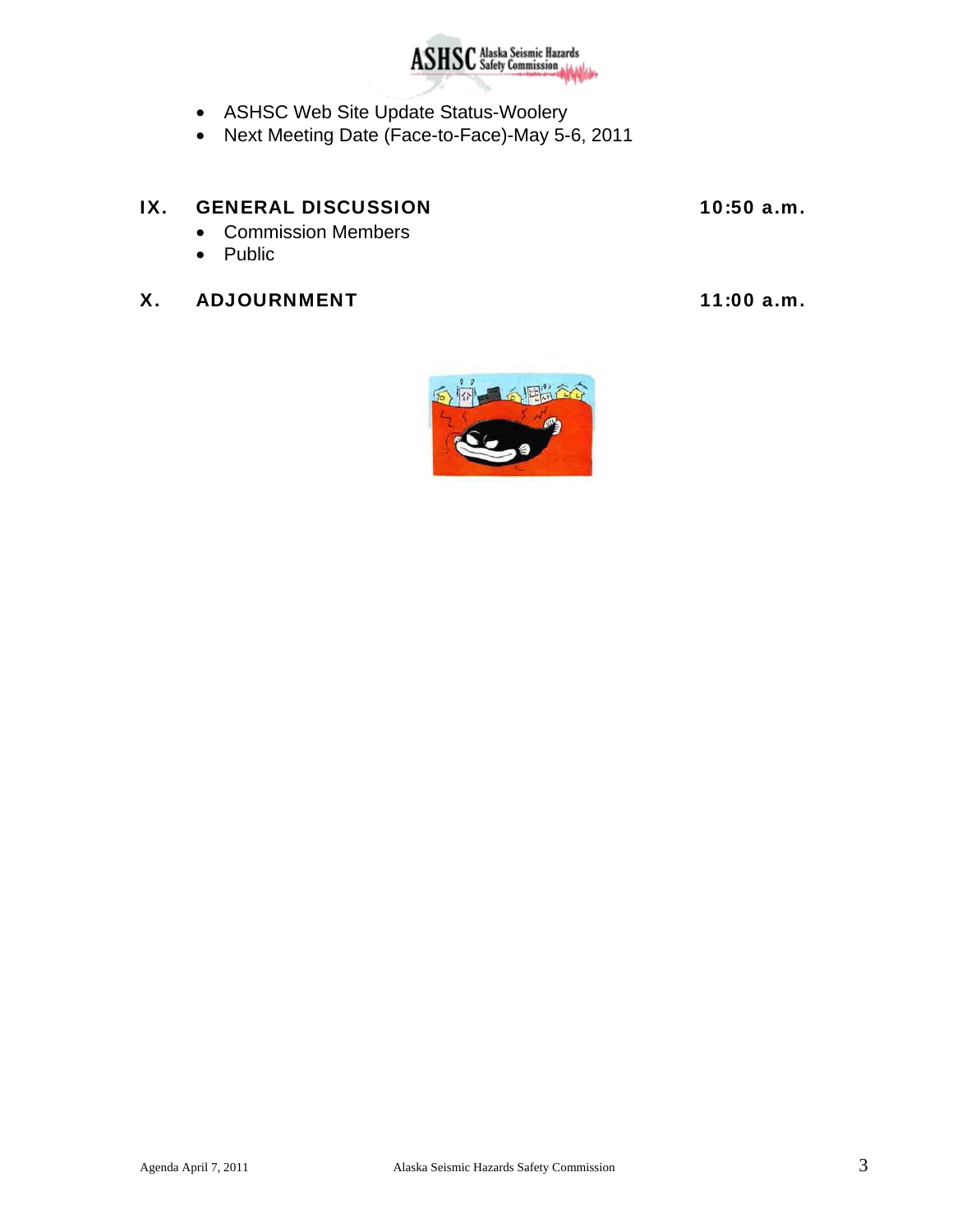- ASHSC Web Site Update Status-Woolery
- Next Meeting Date (Face-to-Face)-May 5-6, 2011

## IX. GENERAL DISCUSSION 10:50 a.m.

- Commission Members
- Public

## X. ADJOURNMENT 11:00 a.m.